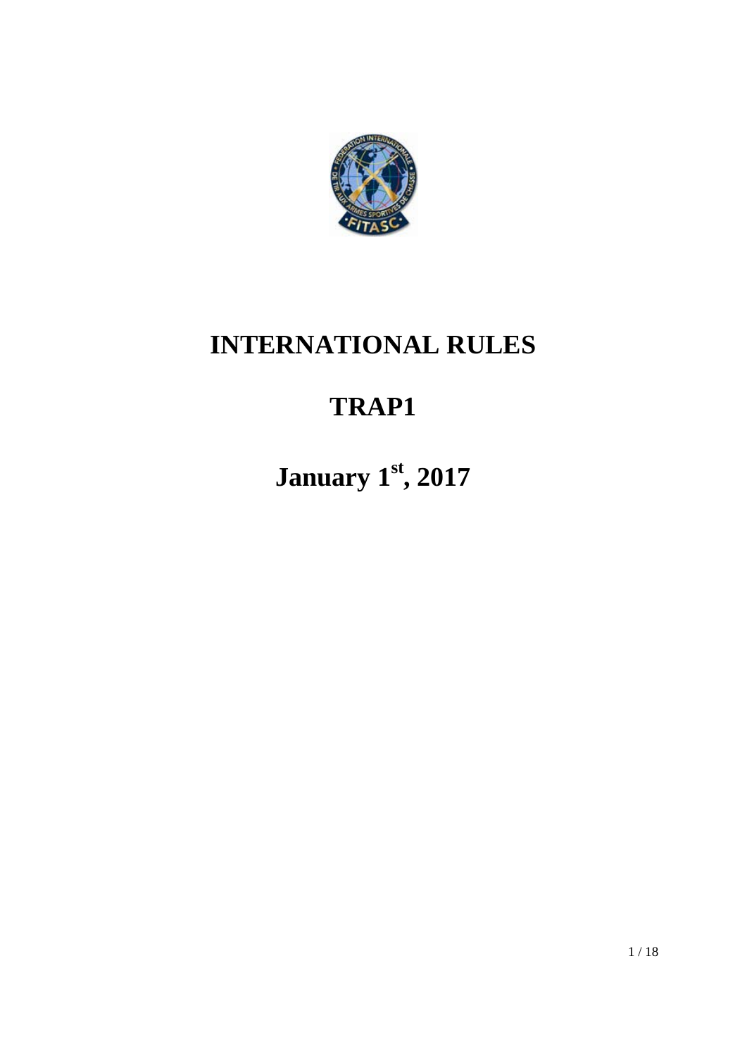# INTERNATIONAL RULES

# TRAP1

# January 1st, 2017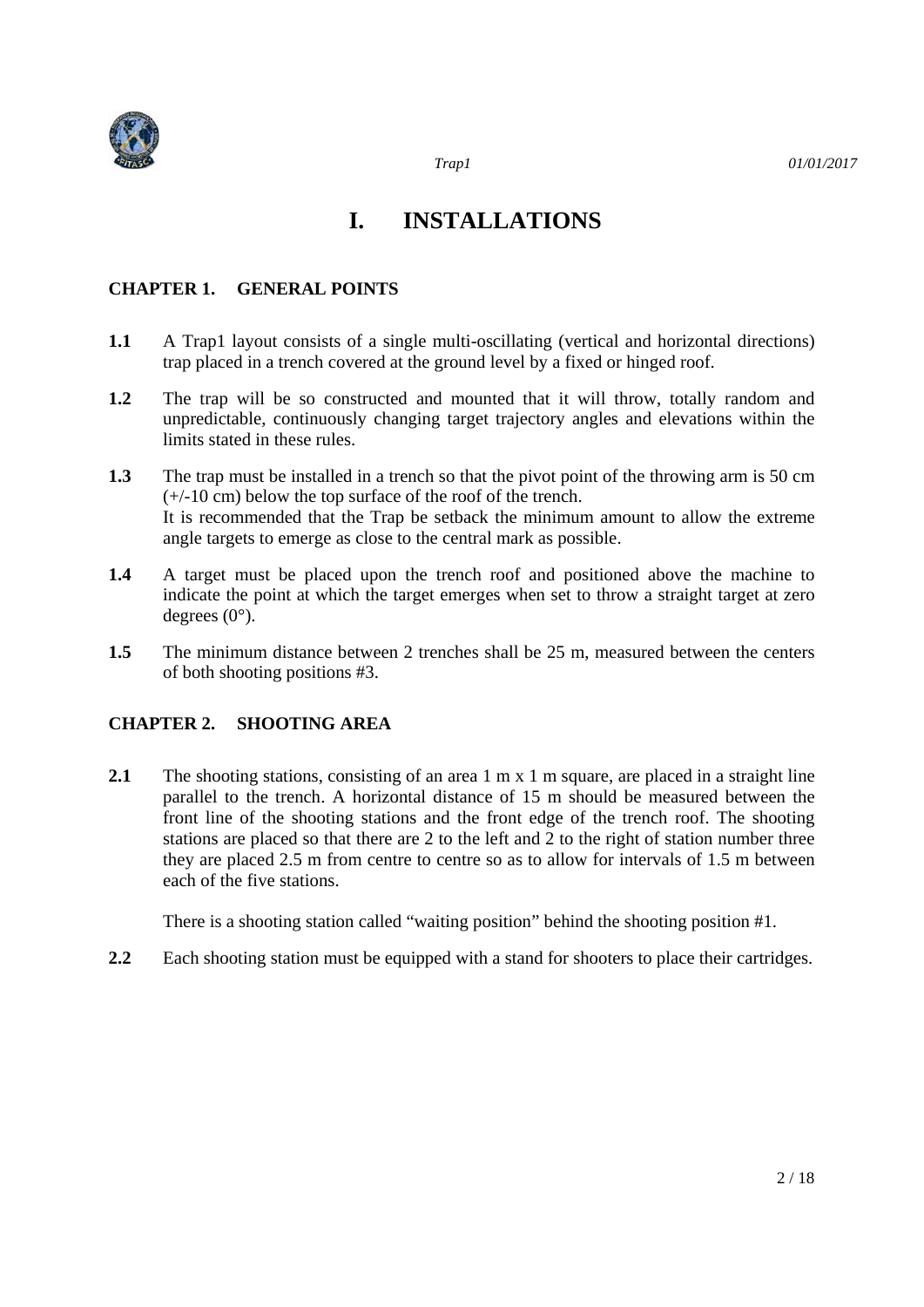# I. INSTALLATIONS

## CHAPTER 1. GENERAL POINTS

**1.1** A Trap1 layout consists of a single multi-oscillating (vertical and horizontal directions) trap placed in a trench covered at the ground level by a fixed or hinged roof.

**1.2** The trap will be so constructed and mounted that it will throw, totally random and unpredictable, continuously changing target trajectory angles and elevations within the limits stated in these rules.

**1.3** The trap must be installed in a trench so that the pivot point of the throwing arm is 50 cm (+/-10 cm) below the top surface of the roof of the trench.
It is recommended that the Trap be setback the minimum amount to allow the extreme angle targets to emerge as close to the central mark as possible.

**1.4** A target must be placed upon the trench roof and positioned above the machine to indicate the point at which the target emerges when set to throw a straight target at zero degrees (0°).

**1.5** The minimum distance between 2 trenches shall be 25 m, measured between the centers of both shooting positions #3.

## CHAPTER 2. SHOOTING AREA

**2.1** The shooting stations, consisting of an area 1 m x 1 m square, are placed in a straight line parallel to the trench. A horizontal distance of 15 m should be measured between the front line of the shooting stations and the front edge of the trench roof. The shooting stations are placed so that there are 2 to the left and 2 to the right of station number three they are placed 2.5 m from centre to centre so as to allow for intervals of 1.5 m between each of the five stations.

There is a shooting station called "waiting position" behind the shooting position #1.

**2.2** Each shooting station must be equipped with a stand for shooters to place their cartridges.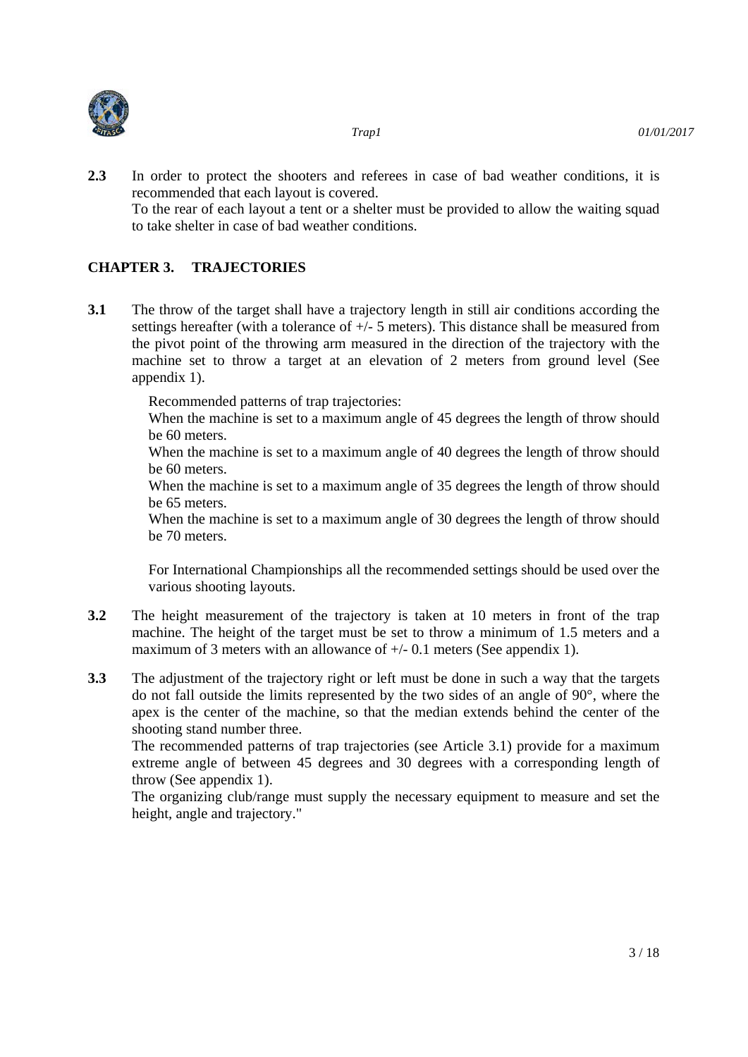**2.3** In order to protect the shooters and referees in case of bad weather conditions, it is recommended that each layout is covered.
To the rear of each layout a tent or a shelter must be provided to allow the waiting squad to take shelter in case of bad weather conditions.

## CHAPTER 3. TRAJECTORIES

**3.1** The throw of the target shall have a trajectory length in still air conditions according the settings hereafter (with a tolerance of +/- 5 meters). This distance shall be measured from the pivot point of the throwing arm measured in the direction of the trajectory with the machine set to throw a target at an elevation of 2 meters from ground level (See appendix 1).

Recommended patterns of trap trajectories:
When the machine is set to a maximum angle of 45 degrees the length of throw should be 60 meters.
When the machine is set to a maximum angle of 40 degrees the length of throw should be 60 meters.
When the machine is set to a maximum angle of 35 degrees the length of throw should be 65 meters.
When the machine is set to a maximum angle of 30 degrees the length of throw should be 70 meters.

For International Championships all the recommended settings should be used over the various shooting layouts.

**3.2** The height measurement of the trajectory is taken at 10 meters in front of the trap machine. The height of the target must be set to throw a minimum of 1.5 meters and a maximum of 3 meters with an allowance of +/- 0.1 meters (See appendix 1).

**3.3** The adjustment of the trajectory right or left must be done in such a way that the targets do not fall outside the limits represented by the two sides of an angle of 90°, where the apex is the center of the machine, so that the median extends behind the center of the shooting stand number three.
The recommended patterns of trap trajectories (see Article 3.1) provide for a maximum extreme angle of between 45 degrees and 30 degrees with a corresponding length of throw (See appendix 1).
The organizing club/range must supply the necessary equipment to measure and set the height, angle and trajectory."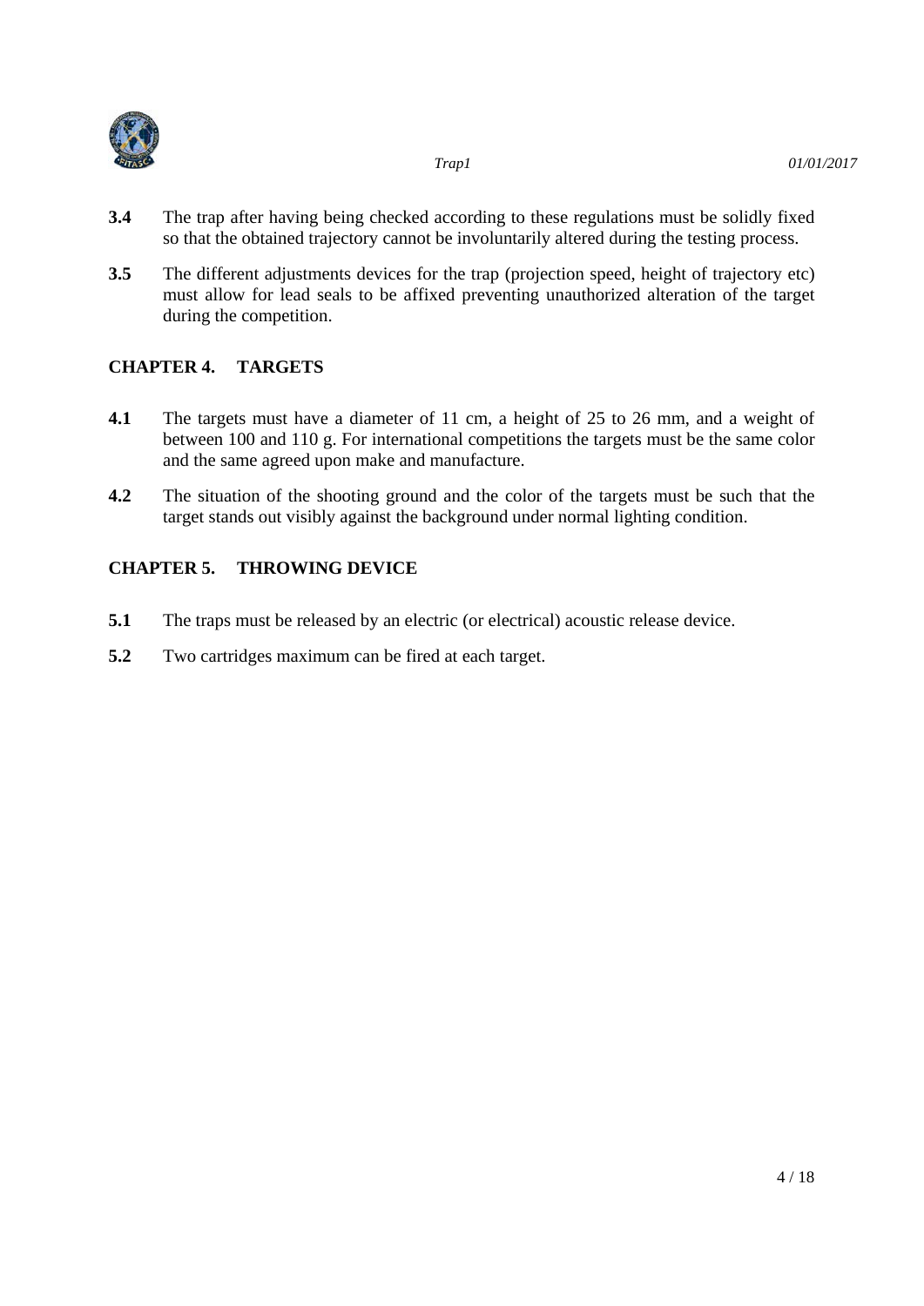**3.4** The trap after having being checked according to these regulations must be solidly fixed so that the obtained trajectory cannot be involuntarily altered during the testing process.

**3.5** The different adjustments devices for the trap (projection speed, height of trajectory etc) must allow for lead seals to be affixed preventing unauthorized alteration of the target during the competition.

## CHAPTER 4. TARGETS

**4.1** The targets must have a diameter of 11 cm, a height of 25 to 26 mm, and a weight of between 100 and 110 g. For international competitions the targets must be the same color and the same agreed upon make and manufacture.

**4.2** The situation of the shooting ground and the color of the targets must be such that the target stands out visibly against the background under normal lighting condition.

## CHAPTER 5. THROWING DEVICE

**5.1** The traps must be released by an electric (or electrical) acoustic release device.

**5.2** Two cartridges maximum can be fired at each target.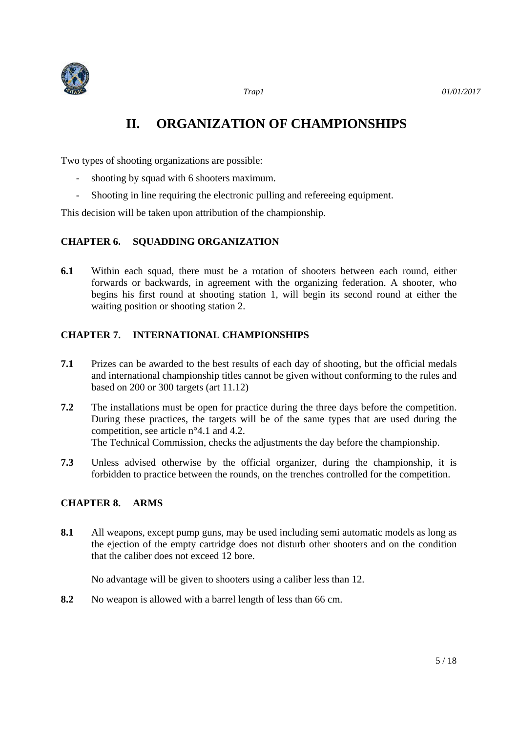# II. ORGANIZATION OF CHAMPIONSHIPS

Two types of shooting organizations are possible:

- shooting by squad with 6 shooters maximum.
- Shooting in line requiring the electronic pulling and refereeing equipment.

This decision will be taken upon attribution of the championship.

## CHAPTER 6. SQUADDING ORGANIZATION

**6.1** Within each squad, there must be a rotation of shooters between each round, either forwards or backwards, in agreement with the organizing federation. A shooter, who begins his first round at shooting station 1, will begin its second round at either the waiting position or shooting station 2.

## CHAPTER 7. INTERNATIONAL CHAMPIONSHIPS

**7.1** Prizes can be awarded to the best results of each day of shooting, but the official medals and international championship titles cannot be given without conforming to the rules and based on 200 or 300 targets (art 11.12)

**7.2** The installations must be open for practice during the three days before the competition. During these practices, the targets will be of the same types that are used during the competition, see article n°4.1 and 4.2.
The Technical Commission, checks the adjustments the day before the championship.

**7.3** Unless advised otherwise by the official organizer, during the championship, it is forbidden to practice between the rounds, on the trenches controlled for the competition.

## CHAPTER 8. ARMS

**8.1** All weapons, except pump guns, may be used including semi automatic models as long as the ejection of the empty cartridge does not disturb other shooters and on the condition that the caliber does not exceed 12 bore.

No advantage will be given to shooters using a caliber less than 12.

**8.2** No weapon is allowed with a barrel length of less than 66 cm.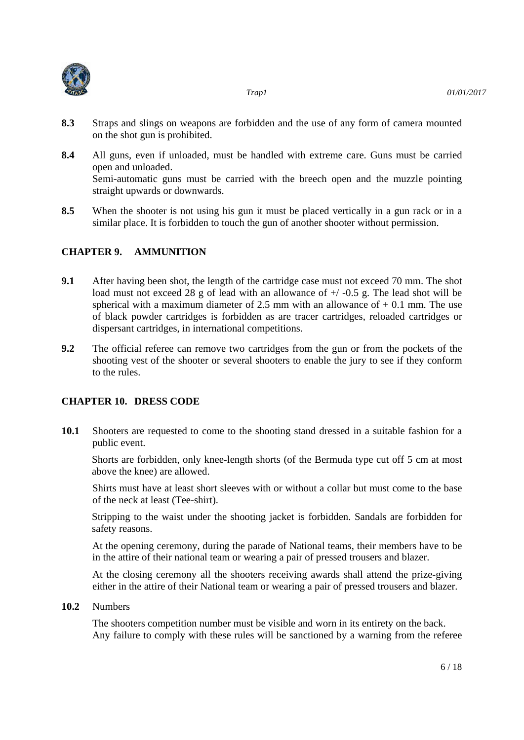**8.3** Straps and slings on weapons are forbidden and the use of any form of camera mounted on the shot gun is prohibited.

**8.4** All guns, even if unloaded, must be handled with extreme care. Guns must be carried open and unloaded.
Semi-automatic guns must be carried with the breech open and the muzzle pointing straight upwards or downwards.

**8.5** When the shooter is not using his gun it must be placed vertically in a gun rack or in a similar place. It is forbidden to touch the gun of another shooter without permission.

## CHAPTER 9. AMMUNITION

**9.1** After having been shot, the length of the cartridge case must not exceed 70 mm. The shot load must not exceed 28 g of lead with an allowance of +/ -0.5 g. The lead shot will be spherical with a maximum diameter of 2.5 mm with an allowance of + 0.1 mm. The use of black powder cartridges is forbidden as are tracer cartridges, reloaded cartridges or dispersant cartridges, in international competitions.

**9.2** The official referee can remove two cartridges from the gun or from the pockets of the shooting vest of the shooter or several shooters to enable the jury to see if they conform to the rules.

## CHAPTER 10. DRESS CODE

**10.1** Shooters are requested to come to the shooting stand dressed in a suitable fashion for a public event.

Shorts are forbidden, only knee-length shorts (of the Bermuda type cut off 5 cm at most above the knee) are allowed.

Shirts must have at least short sleeves with or without a collar but must come to the base of the neck at least (Tee-shirt).

Stripping to the waist under the shooting jacket is forbidden. Sandals are forbidden for safety reasons.

At the opening ceremony, during the parade of National teams, their members have to be in the attire of their national team or wearing a pair of pressed trousers and blazer.

At the closing ceremony all the shooters receiving awards shall attend the prize-giving either in the attire of their National team or wearing a pair of pressed trousers and blazer.

**10.2** Numbers

The shooters competition number must be visible and worn in its entirety on the back.
Any failure to comply with these rules will be sanctioned by a warning from the referee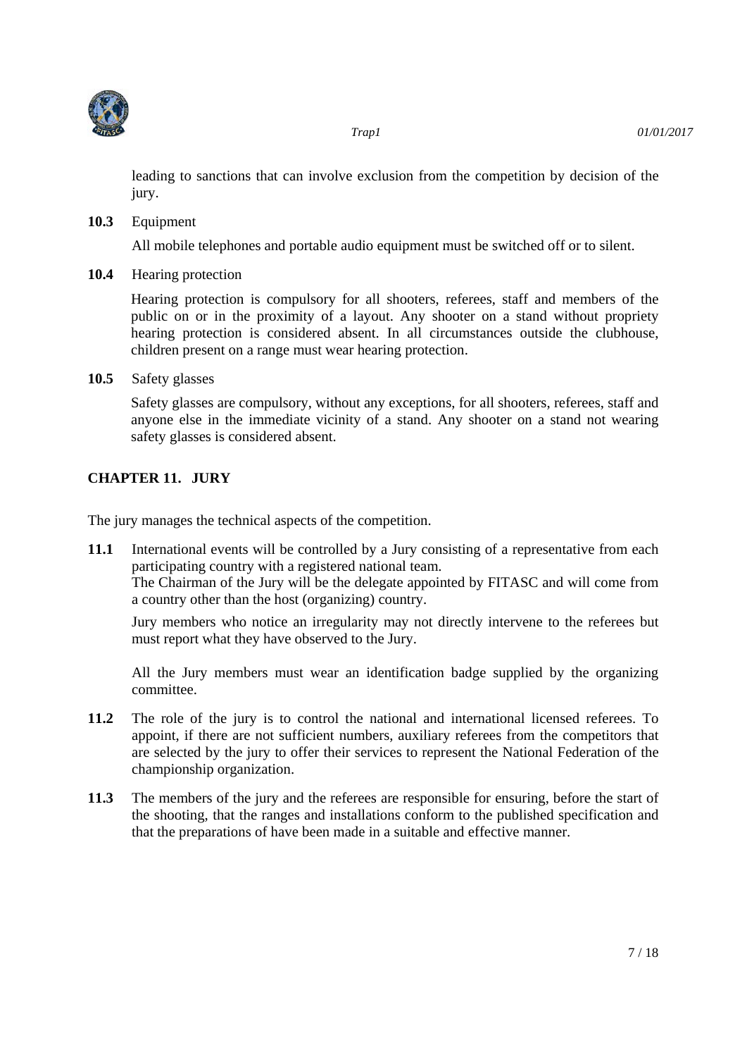leading to sanctions that can involve exclusion from the competition by decision of the jury.

**10.3** Equipment

All mobile telephones and portable audio equipment must be switched off or to silent.

**10.4** Hearing protection

Hearing protection is compulsory for all shooters, referees, staff and members of the public on or in the proximity of a layout. Any shooter on a stand without propriety hearing protection is considered absent. In all circumstances outside the clubhouse, children present on a range must wear hearing protection.

**10.5** Safety glasses

Safety glasses are compulsory, without any exceptions, for all shooters, referees, staff and anyone else in the immediate vicinity of a stand. Any shooter on a stand not wearing safety glasses is considered absent.

## CHAPTER 11. JURY

The jury manages the technical aspects of the competition.

**11.1** International events will be controlled by a Jury consisting of a representative from each participating country with a registered national team.
The Chairman of the Jury will be the delegate appointed by FITASC and will come from a country other than the host (organizing) country.

Jury members who notice an irregularity may not directly intervene to the referees but must report what they have observed to the Jury.

All the Jury members must wear an identification badge supplied by the organizing committee.

**11.2** The role of the jury is to control the national and international licensed referees. To appoint, if there are not sufficient numbers, auxiliary referees from the competitors that are selected by the jury to offer their services to represent the National Federation of the championship organization.

**11.3** The members of the jury and the referees are responsible for ensuring, before the start of the shooting, that the ranges and installations conform to the published specification and that the preparations of have been made in a suitable and effective manner.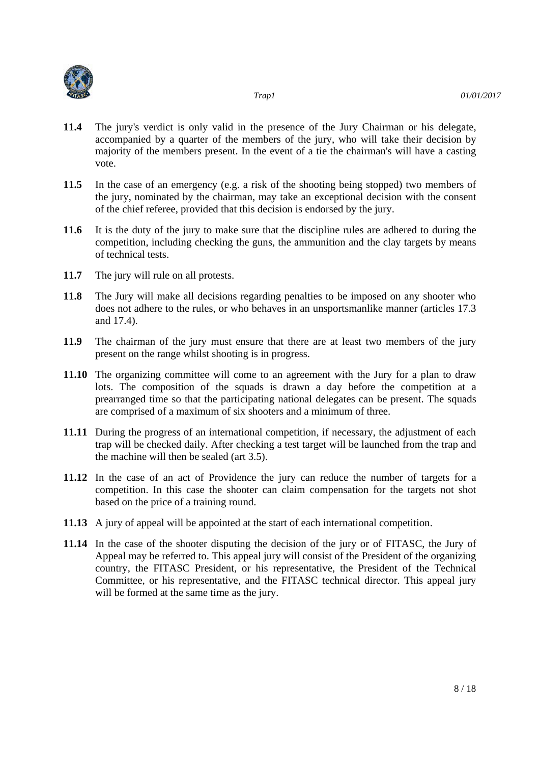**11.4** The jury's verdict is only valid in the presence of the Jury Chairman or his delegate, accompanied by a quarter of the members of the jury, who will take their decision by majority of the members present. In the event of a tie the chairman's will have a casting vote.

**11.5** In the case of an emergency (e.g. a risk of the shooting being stopped) two members of the jury, nominated by the chairman, may take an exceptional decision with the consent of the chief referee, provided that this decision is endorsed by the jury.

**11.6** It is the duty of the jury to make sure that the discipline rules are adhered to during the competition, including checking the guns, the ammunition and the clay targets by means of technical tests.

**11.7** The jury will rule on all protests.

**11.8** The Jury will make all decisions regarding penalties to be imposed on any shooter who does not adhere to the rules, or who behaves in an unsportsmanlike manner (articles 17.3 and 17.4).

**11.9** The chairman of the jury must ensure that there are at least two members of the jury present on the range whilst shooting is in progress.

**11.10** The organizing committee will come to an agreement with the Jury for a plan to draw lots. The composition of the squads is drawn a day before the competition at a prearranged time so that the participating national delegates can be present. The squads are comprised of a maximum of six shooters and a minimum of three.

**11.11** During the progress of an international competition, if necessary, the adjustment of each trap will be checked daily. After checking a test target will be launched from the trap and the machine will then be sealed (art 3.5).

**11.12** In the case of an act of Providence the jury can reduce the number of targets for a competition. In this case the shooter can claim compensation for the targets not shot based on the price of a training round.

**11.13** A jury of appeal will be appointed at the start of each international competition.

**11.14** In the case of the shooter disputing the decision of the jury or of FITASC, the Jury of Appeal may be referred to. This appeal jury will consist of the President of the organizing country, the FITASC President, or his representative, the President of the Technical Committee, or his representative, and the FITASC technical director. This appeal jury will be formed at the same time as the jury.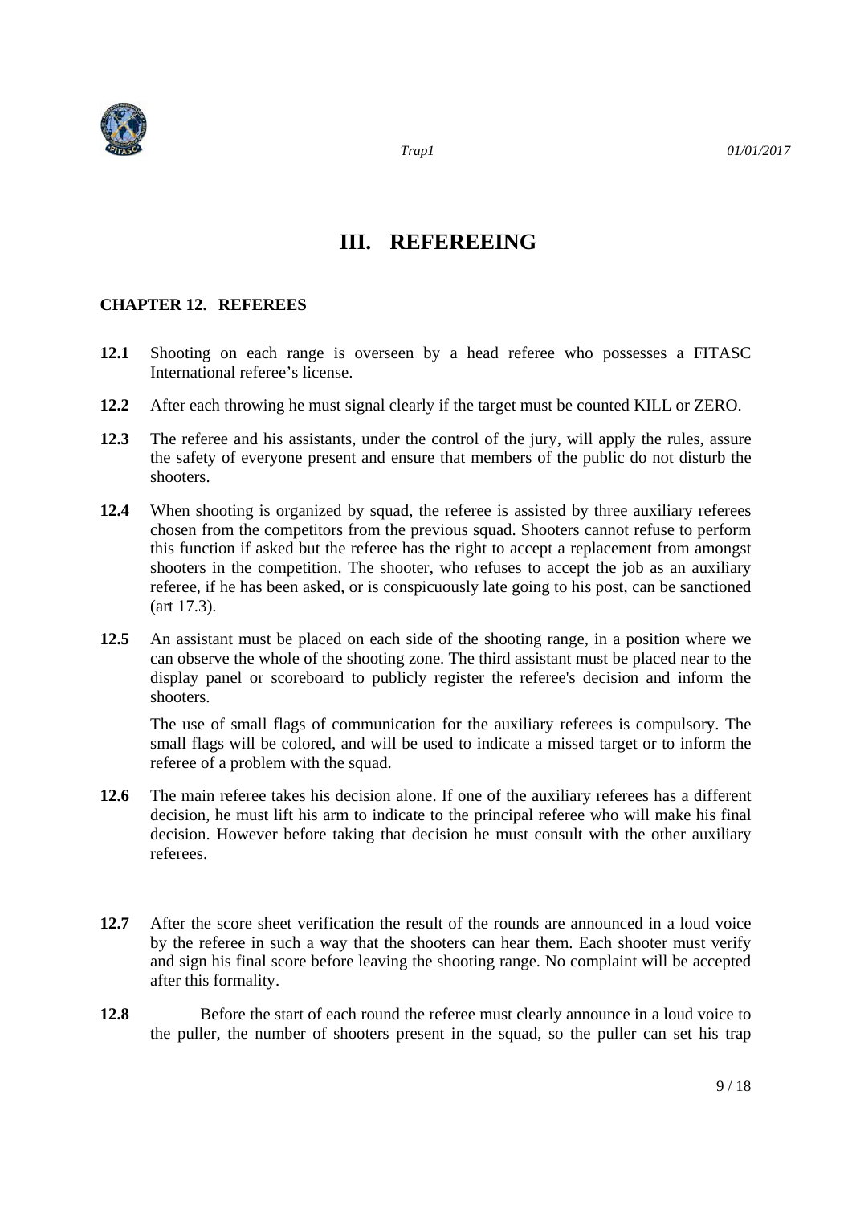# III. REFEREEING

### CHAPTER 12. REFEREES

**12.1** Shooting on each range is overseen by a head referee who possesses a FITASC International referee's license.

**12.2** After each throwing he must signal clearly if the target must be counted KILL or ZERO.

**12.3** The referee and his assistants, under the control of the jury, will apply the rules, assure the safety of everyone present and ensure that members of the public do not disturb the shooters.

**12.4** When shooting is organized by squad, the referee is assisted by three auxiliary referees chosen from the competitors from the previous squad. Shooters cannot refuse to perform this function if asked but the referee has the right to accept a replacement from amongst shooters in the competition. The shooter, who refuses to accept the job as an auxiliary referee, if he has been asked, or is conspicuously late going to his post, can be sanctioned (art 17.3).

**12.5** An assistant must be placed on each side of the shooting range, in a position where we can observe the whole of the shooting zone. The third assistant must be placed near to the display panel or scoreboard to publicly register the referee's decision and inform the shooters.

The use of small flags of communication for the auxiliary referees is compulsory. The small flags will be colored, and will be used to indicate a missed target or to inform the referee of a problem with the squad.

**12.6** The main referee takes his decision alone. If one of the auxiliary referees has a different decision, he must lift his arm to indicate to the principal referee who will make his final decision. However before taking that decision he must consult with the other auxiliary referees.

**12.7** After the score sheet verification the result of the rounds are announced in a loud voice by the referee in such a way that the shooters can hear them. Each shooter must verify and sign his final score before leaving the shooting range. No complaint will be accepted after this formality.

**12.8** Before the start of each round the referee must clearly announce in a loud voice to the puller, the number of shooters present in the squad, so the puller can set his trap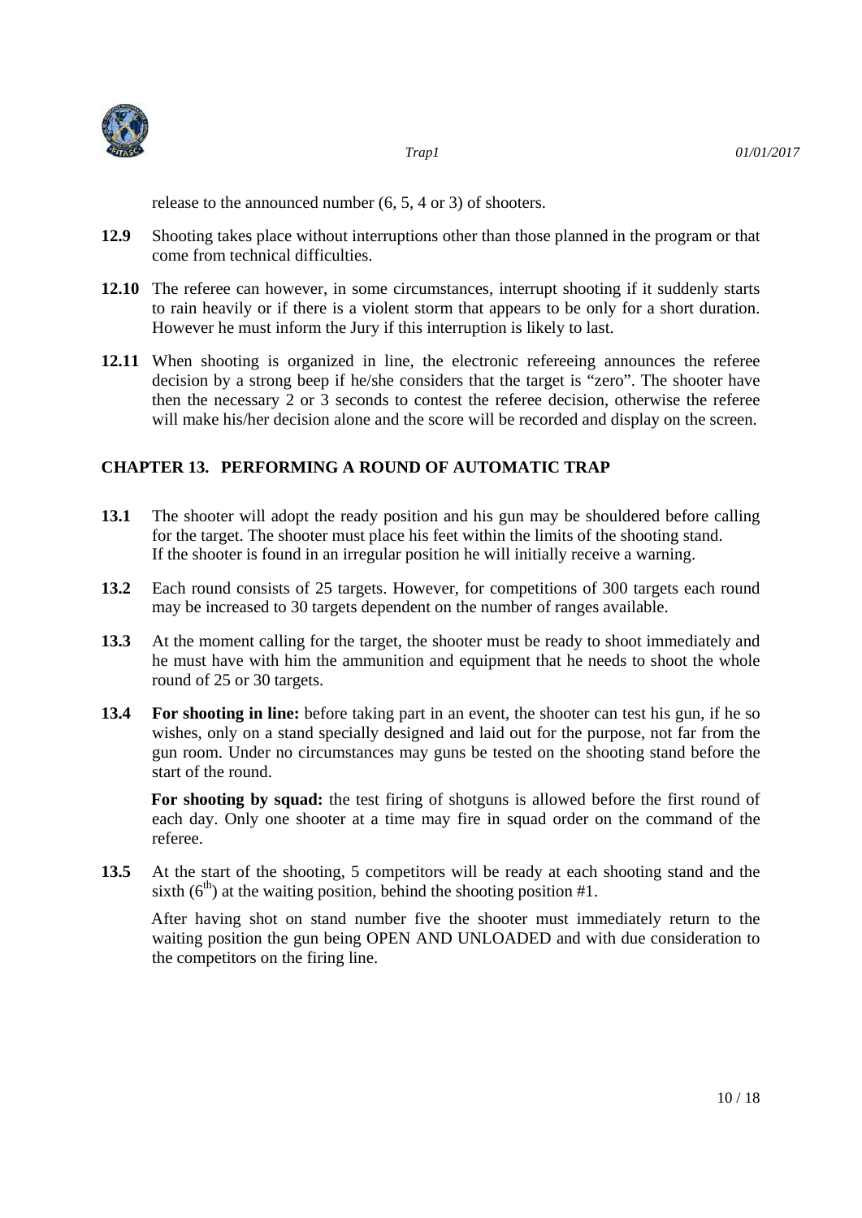release to the announced number (6, 5, 4 or 3) of shooters.

**12.9** Shooting takes place without interruptions other than those planned in the program or that come from technical difficulties.

**12.10** The referee can however, in some circumstances, interrupt shooting if it suddenly starts to rain heavily or if there is a violent storm that appears to be only for a short duration. However he must inform the Jury if this interruption is likely to last.

**12.11** When shooting is organized in line, the electronic refereeing announces the referee decision by a strong beep if he/she considers that the target is "zero". The shooter have then the necessary 2 or 3 seconds to contest the referee decision, otherwise the referee will make his/her decision alone and the score will be recorded and display on the screen.

## CHAPTER 13. PERFORMING A ROUND OF AUTOMATIC TRAP

**13.1** The shooter will adopt the ready position and his gun may be shouldered before calling for the target. The shooter must place his feet within the limits of the shooting stand. If the shooter is found in an irregular position he will initially receive a warning.

**13.2** Each round consists of 25 targets. However, for competitions of 300 targets each round may be increased to 30 targets dependent on the number of ranges available.

**13.3** At the moment calling for the target, the shooter must be ready to shoot immediately and he must have with him the ammunition and equipment that he needs to shoot the whole round of 25 or 30 targets.

**13.4** **For shooting in line:** before taking part in an event, the shooter can test his gun, if he so wishes, only on a stand specially designed and laid out for the purpose, not far from the gun room. Under no circumstances may guns be tested on the shooting stand before the start of the round.

**For shooting by squad:** the test firing of shotguns is allowed before the first round of each day. Only one shooter at a time may fire in squad order on the command of the referee.

**13.5** At the start of the shooting, 5 competitors will be ready at each shooting stand and the sixth ($6^{th}$) at the waiting position, behind the shooting position #1.

After having shot on stand number five the shooter must immediately return to the waiting position the gun being OPEN AND UNLOADED and with due consideration to the competitors on the firing line.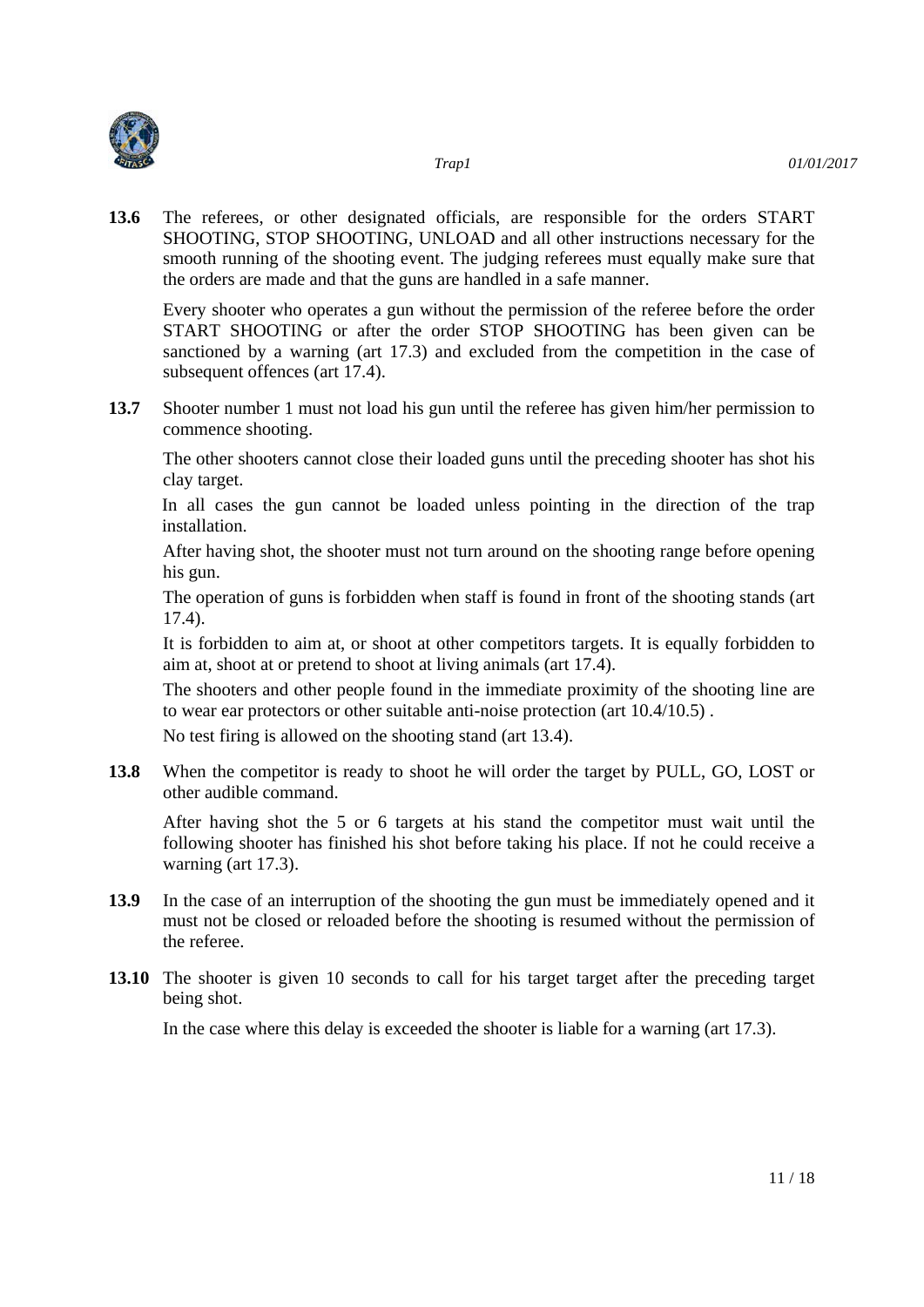**13.6** The referees, or other designated officials, are responsible for the orders START SHOOTING, STOP SHOOTING, UNLOAD and all other instructions necessary for the smooth running of the shooting event. The judging referees must equally make sure that the orders are made and that the guns are handled in a safe manner.

Every shooter who operates a gun without the permission of the referee before the order START SHOOTING or after the order STOP SHOOTING has been given can be sanctioned by a warning (art 17.3) and excluded from the competition in the case of subsequent offences (art 17.4).

**13.7** Shooter number 1 must not load his gun until the referee has given him/her permission to commence shooting.

The other shooters cannot close their loaded guns until the preceding shooter has shot his clay target.

In all cases the gun cannot be loaded unless pointing in the direction of the trap installation.

After having shot, the shooter must not turn around on the shooting range before opening his gun.

The operation of guns is forbidden when staff is found in front of the shooting stands (art 17.4).

It is forbidden to aim at, or shoot at other competitors targets. It is equally forbidden to aim at, shoot at or pretend to shoot at living animals (art 17.4).

The shooters and other people found in the immediate proximity of the shooting line are to wear ear protectors or other suitable anti-noise protection (art 10.4/10.5) .

No test firing is allowed on the shooting stand (art 13.4).

**13.8** When the competitor is ready to shoot he will order the target by PULL, GO, LOST or other audible command.

After having shot the 5 or 6 targets at his stand the competitor must wait until the following shooter has finished his shot before taking his place. If not he could receive a warning (art 17.3).

**13.9** In the case of an interruption of the shooting the gun must be immediately opened and it must not be closed or reloaded before the shooting is resumed without the permission of the referee.

**13.10** The shooter is given 10 seconds to call for his target target after the preceding target being shot.

In the case where this delay is exceeded the shooter is liable for a warning (art 17.3).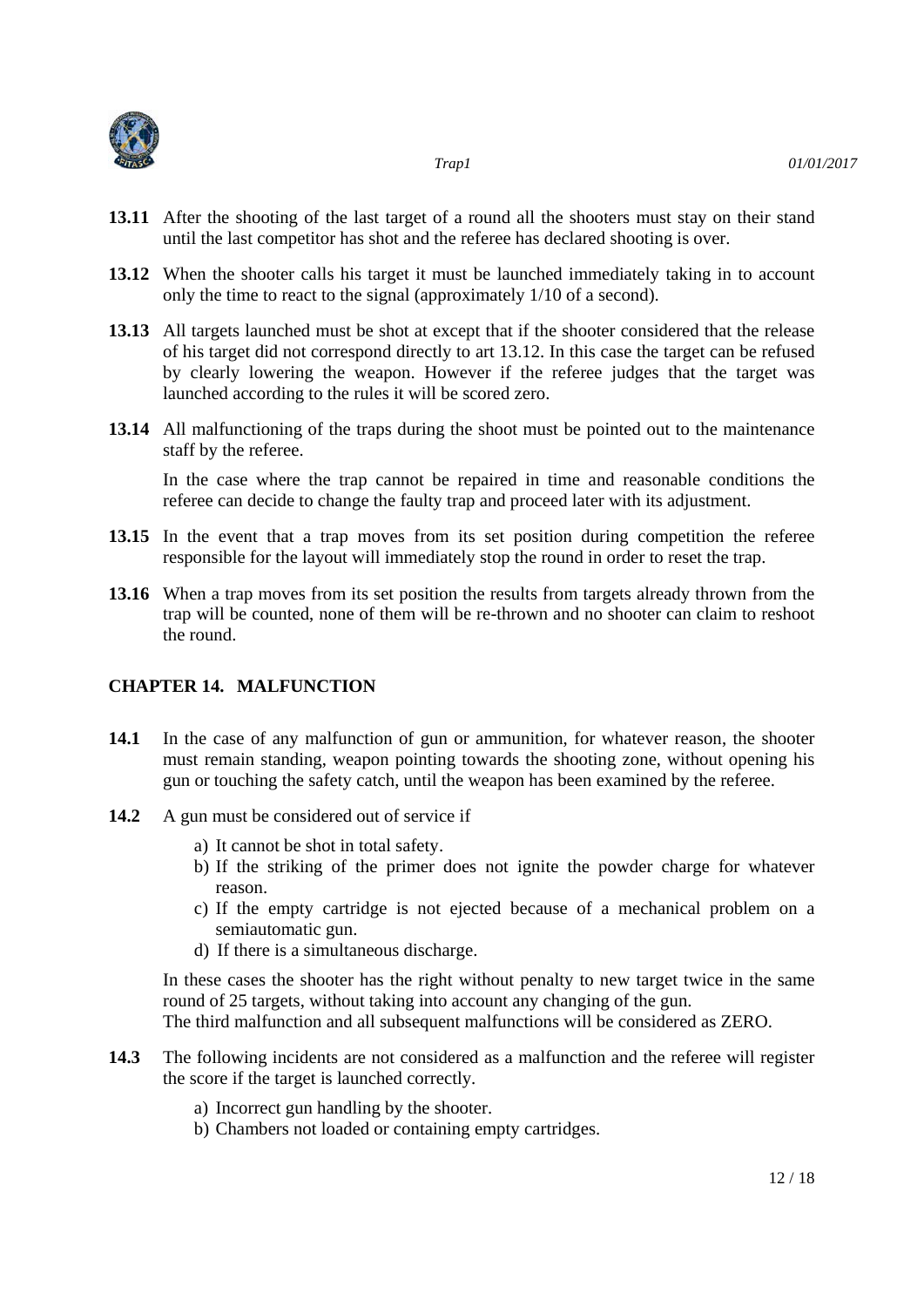**13.11** After the shooting of the last target of a round all the shooters must stay on their stand until the last competitor has shot and the referee has declared shooting is over.

**13.12** When the shooter calls his target it must be launched immediately taking in to account only the time to react to the signal (approximately 1/10 of a second).

**13.13** All targets launched must be shot at except that if the shooter considered that the release of his target did not correspond directly to art 13.12. In this case the target can be refused by clearly lowering the weapon. However if the referee judges that the target was launched according to the rules it will be scored zero.

**13.14** All malfunctioning of the traps during the shoot must be pointed out to the maintenance staff by the referee.

In the case where the trap cannot be repaired in time and reasonable conditions the referee can decide to change the faulty trap and proceed later with its adjustment.

**13.15** In the event that a trap moves from its set position during competition the referee responsible for the layout will immediately stop the round in order to reset the trap.

**13.16** When a trap moves from its set position the results from targets already thrown from the trap will be counted, none of them will be re-thrown and no shooter can claim to reshoot the round.

## CHAPTER 14. MALFUNCTION

**14.1** In the case of any malfunction of gun or ammunition, for whatever reason, the shooter must remain standing, weapon pointing towards the shooting zone, without opening his gun or touching the safety catch, until the weapon has been examined by the referee.

**14.2** A gun must be considered out of service if

a) It cannot be shot in total safety.
b) If the striking of the primer does not ignite the powder charge for whatever reason.
c) If the empty cartridge is not ejected because of a mechanical problem on a semiautomatic gun.
d) If there is a simultaneous discharge.

In these cases the shooter has the right without penalty to new target twice in the same round of 25 targets, without taking into account any changing of the gun.
The third malfunction and all subsequent malfunctions will be considered as ZERO.

**14.3** The following incidents are not considered as a malfunction and the referee will register the score if the target is launched correctly.

a) Incorrect gun handling by the shooter.
b) Chambers not loaded or containing empty cartridges.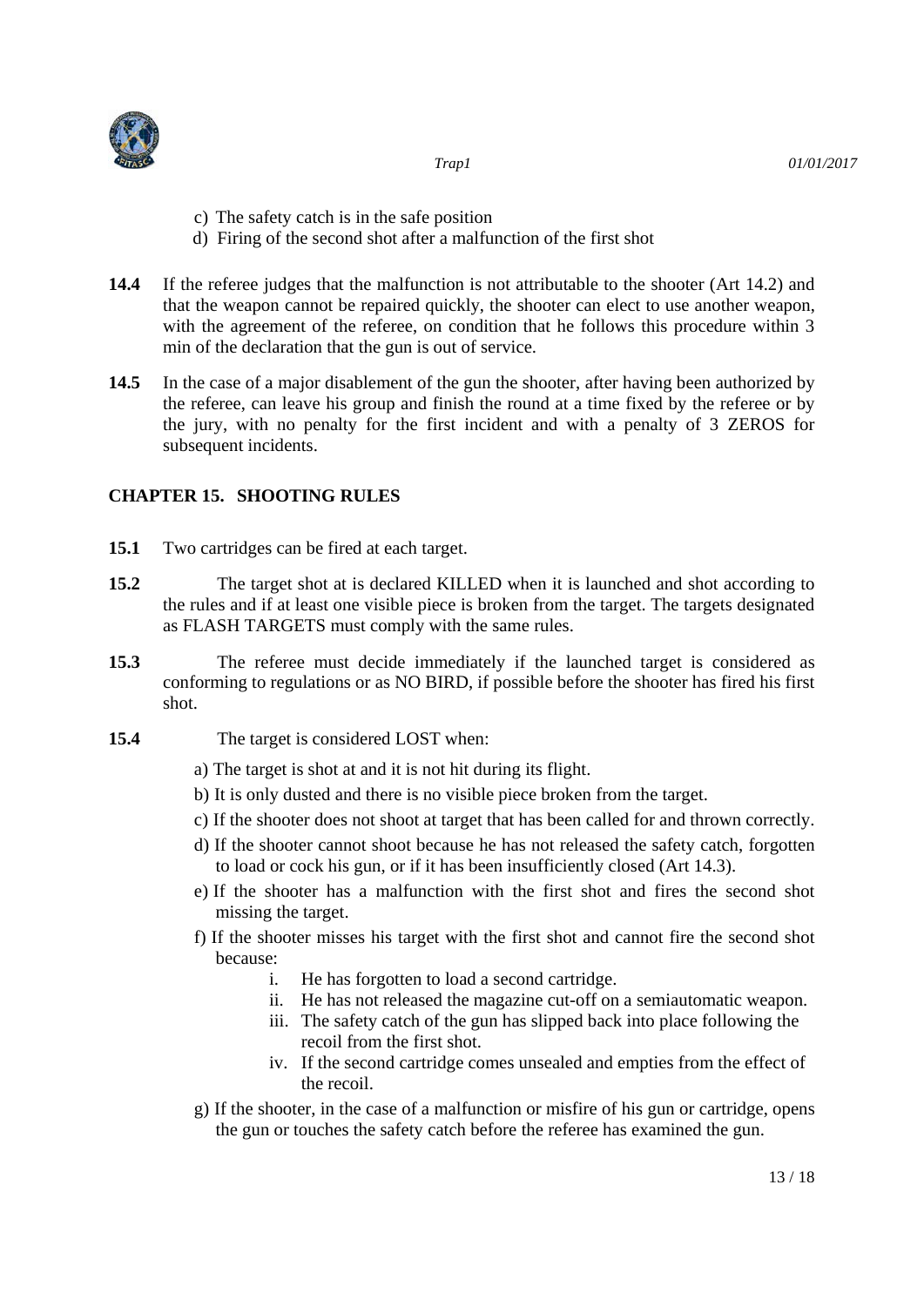c) The safety catch is in the safe position

d) Firing of the second shot after a malfunction of the first shot

**14.4** If the referee judges that the malfunction is not attributable to the shooter (Art 14.2) and that the weapon cannot be repaired quickly, the shooter can elect to use another weapon, with the agreement of the referee, on condition that he follows this procedure within 3 min of the declaration that the gun is out of service.

**14.5** In the case of a major disablement of the gun the shooter, after having been authorized by the referee, can leave his group and finish the round at a time fixed by the referee or by the jury, with no penalty for the first incident and with a penalty of 3 ZEROS for subsequent incidents.

## CHAPTER 15. SHOOTING RULES

**15.1** Two cartridges can be fired at each target.

**15.2** The target shot at is declared KILLED when it is launched and shot according to the rules and if at least one visible piece is broken from the target. The targets designated as FLASH TARGETS must comply with the same rules.

**15.3** The referee must decide immediately if the launched target is considered as conforming to regulations or as NO BIRD, if possible before the shooter has fired his first shot.

**15.4** The target is considered LOST when:

a) The target is shot at and it is not hit during its flight.

b) It is only dusted and there is no visible piece broken from the target.

c) If the shooter does not shoot at target that has been called for and thrown correctly.

d) If the shooter cannot shoot because he has not released the safety catch, forgotten to load or cock his gun, or if it has been insufficiently closed (Art 14.3).

e) If the shooter has a malfunction with the first shot and fires the second shot missing the target.

f) If the shooter misses his target with the first shot and cannot fire the second shot because:

  i. He has forgotten to load a second cartridge.
  ii. He has not released the magazine cut-off on a semiautomatic weapon.
  iii. The safety catch of the gun has slipped back into place following the recoil from the first shot.
  iv. If the second cartridge comes unsealed and empties from the effect of the recoil.

g) If the shooter, in the case of a malfunction or misfire of his gun or cartridge, opens the gun or touches the safety catch before the referee has examined the gun.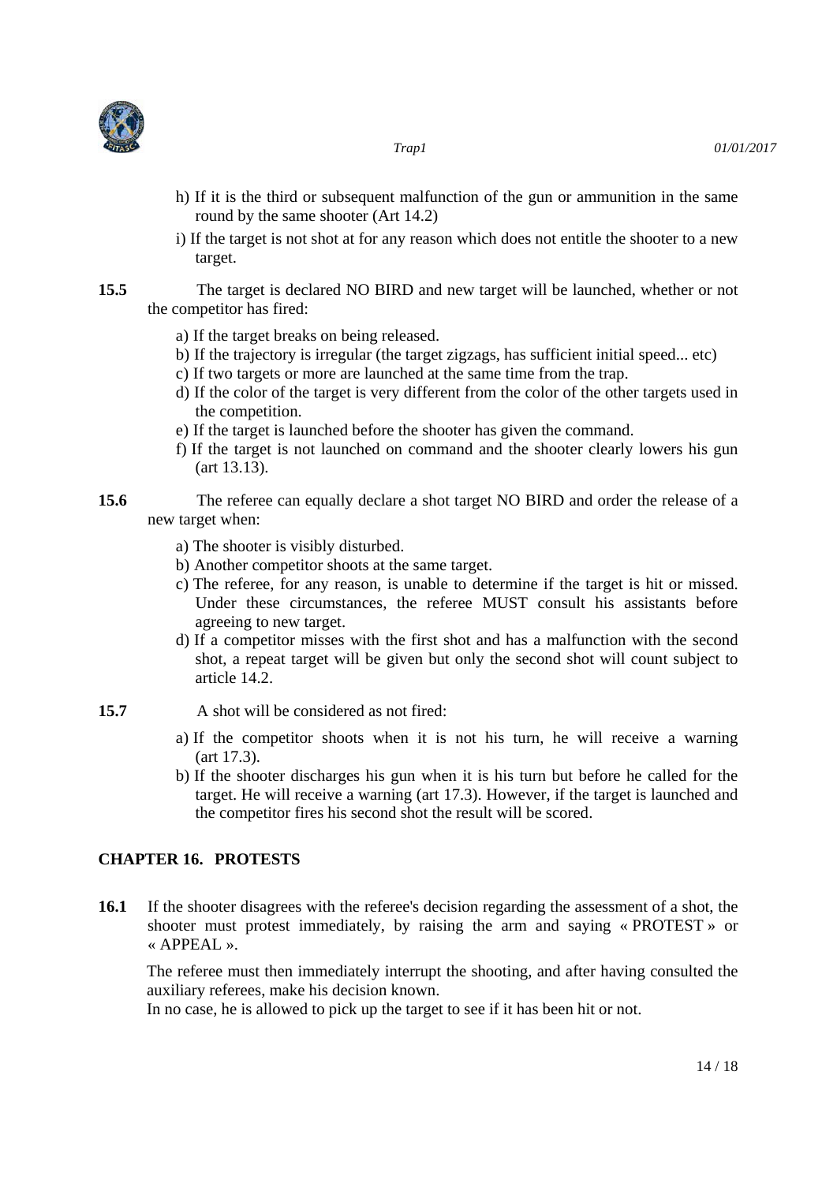h) If it is the third or subsequent malfunction of the gun or ammunition in the same round by the same shooter (Art 14.2)

i) If the target is not shot at for any reason which does not entitle the shooter to a new target.

**15.5** The target is declared NO BIRD and new target will be launched, whether or not the competitor has fired:

a) If the target breaks on being released.
b) If the trajectory is irregular (the target zigzags, has sufficient initial speed... etc)
c) If two targets or more are launched at the same time from the trap.
d) If the color of the target is very different from the color of the other targets used in the competition.
e) If the target is launched before the shooter has given the command.
f) If the target is not launched on command and the shooter clearly lowers his gun (art 13.13).

**15.6** The referee can equally declare a shot target NO BIRD and order the release of a new target when:

a) The shooter is visibly disturbed.
b) Another competitor shoots at the same target.
c) The referee, for any reason, is unable to determine if the target is hit or missed. Under these circumstances, the referee MUST consult his assistants before agreeing to new target.
d) If a competitor misses with the first shot and has a malfunction with the second shot, a repeat target will be given but only the second shot will count subject to article 14.2.

**15.7** A shot will be considered as not fired:

a) If the competitor shoots when it is not his turn, he will receive a warning (art 17.3).
b) If the shooter discharges his gun when it is his turn but before he called for the target. He will receive a warning (art 17.3). However, if the target is launched and the competitor fires his second shot the result will be scored.

## CHAPTER 16. PROTESTS

**16.1** If the shooter disagrees with the referee's decision regarding the assessment of a shot, the shooter must protest immediately, by raising the arm and saying « PROTEST » or « APPEAL ».

The referee must then immediately interrupt the shooting, and after having consulted the auxiliary referees, make his decision known.
In no case, he is allowed to pick up the target to see if it has been hit or not.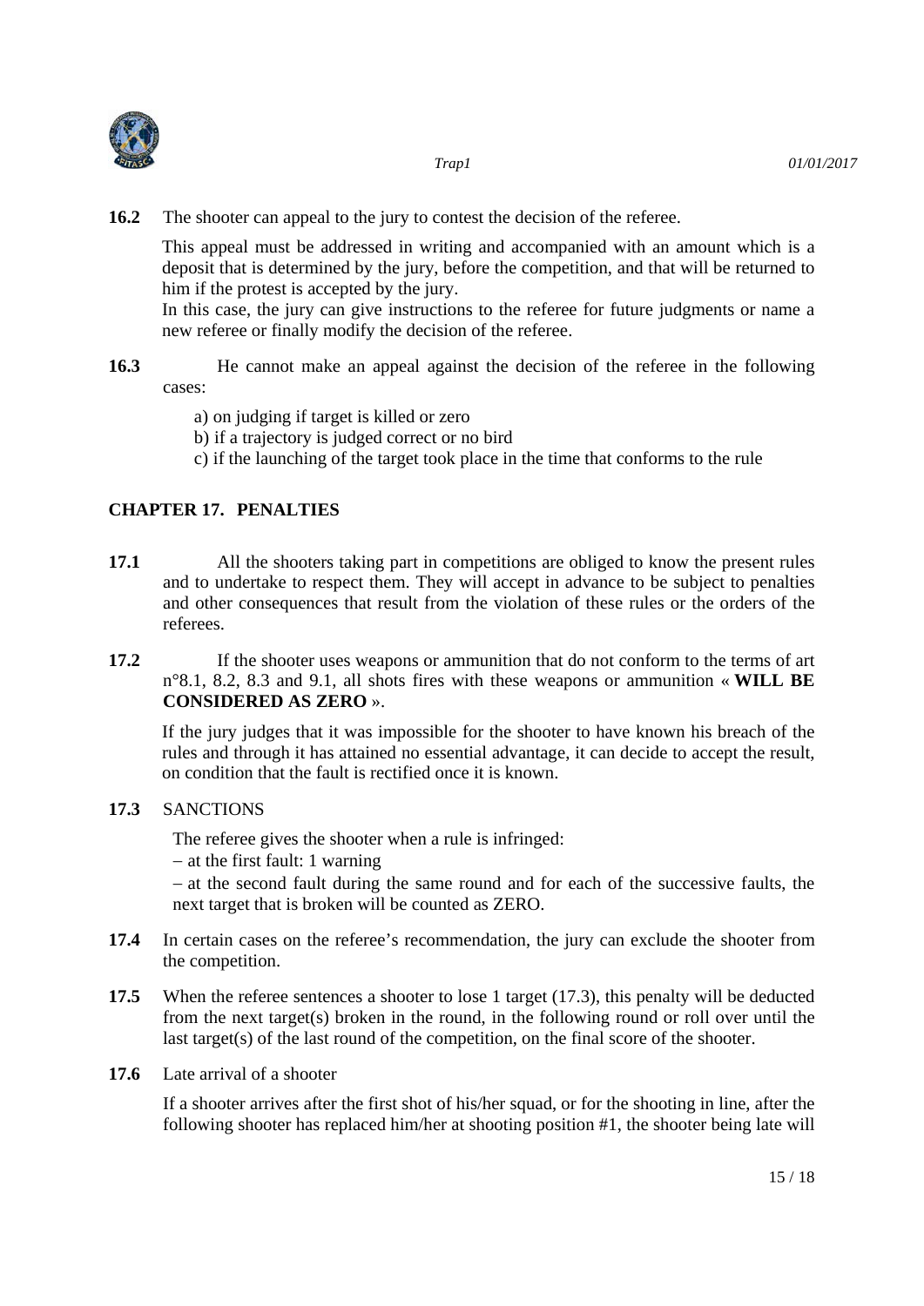**16.2** The shooter can appeal to the jury to contest the decision of the referee.

This appeal must be addressed in writing and accompanied with an amount which is a deposit that is determined by the jury, before the competition, and that will be returned to him if the protest is accepted by the jury.
In this case, the jury can give instructions to the referee for future judgments or name a new referee or finally modify the decision of the referee.

**16.3** He cannot make an appeal against the decision of the referee in the following cases:

a) on judging if target is killed or zero
b) if a trajectory is judged correct or no bird
c) if the launching of the target took place in the time that conforms to the rule

## CHAPTER 17. PENALTIES

**17.1** All the shooters taking part in competitions are obliged to know the present rules and to undertake to respect them. They will accept in advance to be subject to penalties and other consequences that result from the violation of these rules or the orders of the referees.

**17.2** If the shooter uses weapons or ammunition that do not conform to the terms of art n°8.1, 8.2, 8.3 and 9.1, all shots fires with these weapons or ammunition « **WILL BE CONSIDERED AS ZERO** ».

If the jury judges that it was impossible for the shooter to have known his breach of the rules and through it has attained no essential advantage, it can decide to accept the result, on condition that the fault is rectified once it is known.

**17.3** SANCTIONS

The referee gives the shooter when a rule is infringed:
– at the first fault: 1 warning
– at the second fault during the same round and for each of the successive faults, the next target that is broken will be counted as ZERO.

**17.4** In certain cases on the referee's recommendation, the jury can exclude the shooter from the competition.

**17.5** When the referee sentences a shooter to lose 1 target (17.3), this penalty will be deducted from the next target(s) broken in the round, in the following round or roll over until the last target(s) of the last round of the competition, on the final score of the shooter.

**17.6** Late arrival of a shooter

If a shooter arrives after the first shot of his/her squad, or for the shooting in line, after the following shooter has replaced him/her at shooting position #1, the shooter being late will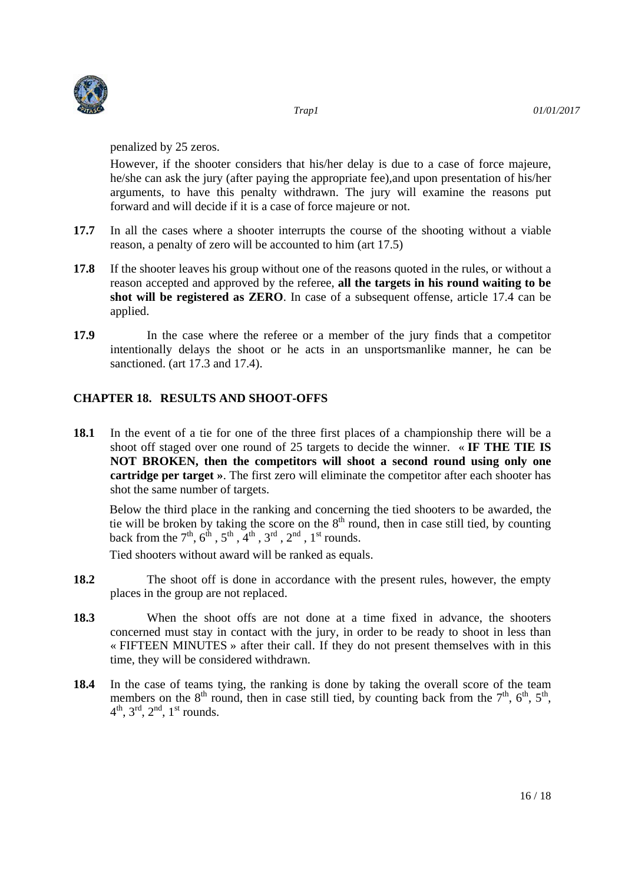penalized by 25 zeros.

However, if the shooter considers that his/her delay is due to a case of force majeure, he/she can ask the jury (after paying the appropriate fee),and upon presentation of his/her arguments, to have this penalty withdrawn. The jury will examine the reasons put forward and will decide if it is a case of force majeure or not.

**17.7** In all the cases where a shooter interrupts the course of the shooting without a viable reason, a penalty of zero will be accounted to him (art 17.5)

**17.8** If the shooter leaves his group without one of the reasons quoted in the rules, or without a reason accepted and approved by the referee, **all the targets in his round waiting to be shot will be registered as ZERO**. In case of a subsequent offense, article 17.4 can be applied.

**17.9** In the case where the referee or a member of the jury finds that a competitor intentionally delays the shoot or he acts in an unsportsmanlike manner, he can be sanctioned. (art 17.3 and 17.4).

## CHAPTER 18. RESULTS AND SHOOT-OFFS

**18.1** In the event of a tie for one of the three first places of a championship there will be a shoot off staged over one round of 25 targets to decide the winner. « **IF THE TIE IS NOT BROKEN, then the competitors will shoot a second round using only one cartridge per target »**. The first zero will eliminate the competitor after each shooter has shot the same number of targets.

Below the third place in the ranking and concerning the tied shooters to be awarded, the tie will be broken by taking the score on the 8th round, then in case still tied, by counting back from the 7th, 6th, 5th, 4th, 3rd, 2nd, 1st rounds.

Tied shooters without award will be ranked as equals.

**18.2** The shoot off is done in accordance with the present rules, however, the empty places in the group are not replaced.

**18.3** When the shoot offs are not done at a time fixed in advance, the shooters concerned must stay in contact with the jury, in order to be ready to shoot in less than « FIFTEEN MINUTES » after their call. If they do not present themselves with in this time, they will be considered withdrawn.

**18.4** In the case of teams tying, the ranking is done by taking the overall score of the team members on the 8th round, then in case still tied, by counting back from the 7th, 6th, 5th, 4th, 3rd, 2nd, 1st rounds.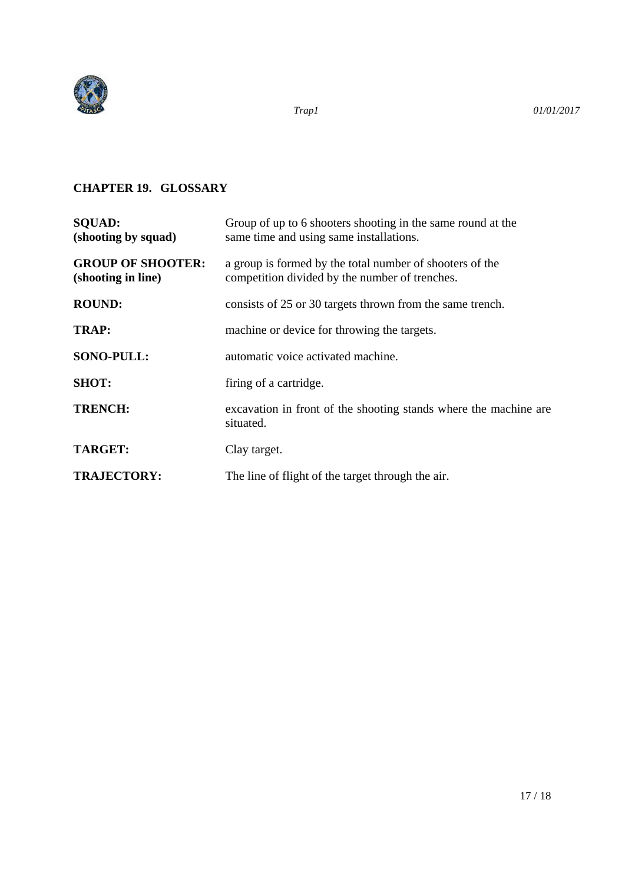## CHAPTER 19. GLOSSARY

| | |
|---|---|
| **SQUAD:** **(shooting by squad)** | Group of up to 6 shooters shooting in the same round at the same time and using same installations. |
| **GROUP OF SHOOTER:** **(shooting in line)** | a group is formed by the total number of shooters of the competition divided by the number of trenches. |
| **ROUND:** | consists of 25 or 30 targets thrown from the same trench. |
| **TRAP:** | machine or device for throwing the targets. |
| **SONO-PULL:** | automatic voice activated machine. |
| **SHOT:** | firing of a cartridge. |
| **TRENCH:** | excavation in front of the shooting stands where the machine are situated. |
| **TARGET:** | Clay target. |
| **TRAJECTORY:** | The line of flight of the target through the air. |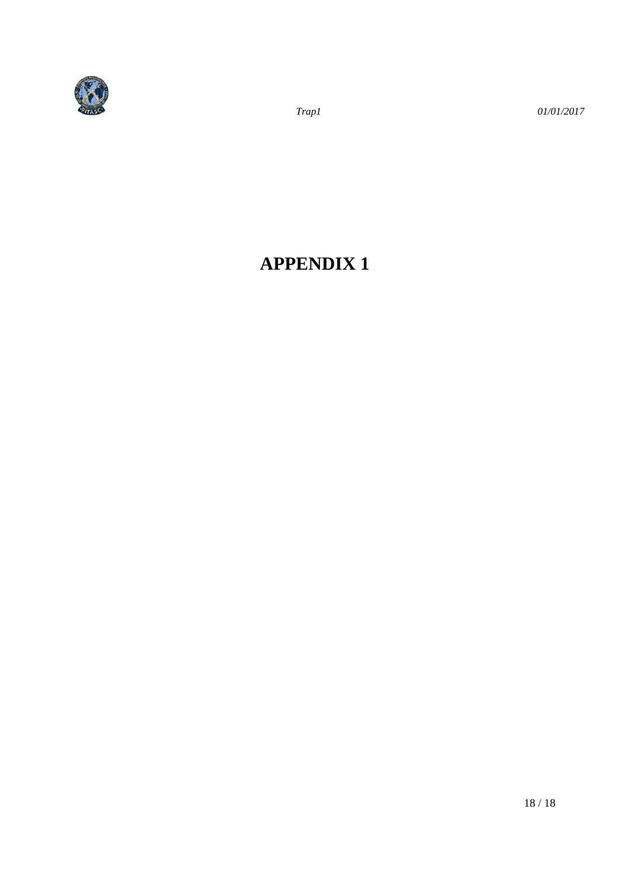# APPENDIX 1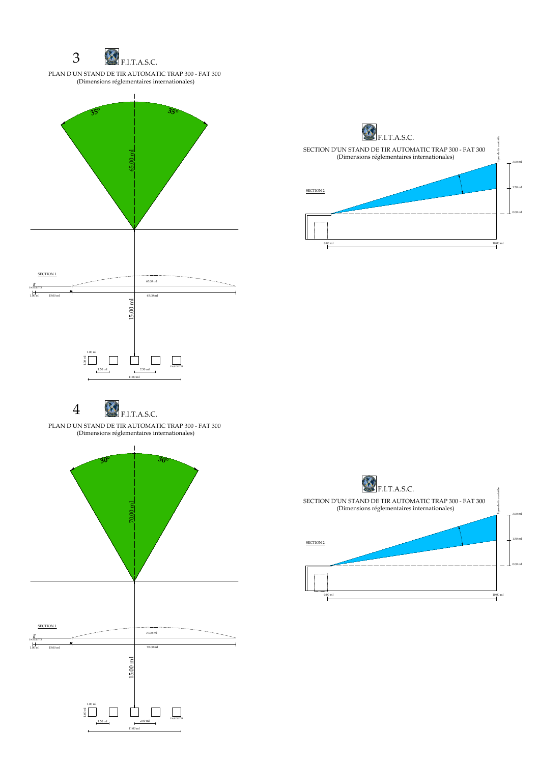## 3 F.I.T.A.S.C.

PLAN D'UN STAND DE TIR AUTOMATIC TRAP 300 - FAT 300
(Dimensions réglementaires internationales)

35° 35°

65.00 ml

SECTION 1

PAS DE TIR

1.00 ml 15.00 ml 65.00 ml 65.00 ml

15.00 ml

1.00 ml 1.00 ml 1.50 ml 2.50 ml PAS DE TIR

11.00 ml

## F.I.T.A.S.C.

SECTION D'UN STAND DE TIR AUTOMATIC TRAP 300 - FAT 300
(Dimensions réglementaires internationales)

SECTION 2

ligne de tir contrôlée

3.00 ml 1.50 ml 0.00 ml

0.00 ml 10.00 ml

## 4 F.I.T.A.S.C.

PLAN D'UN STAND DE TIR AUTOMATIC TRAP 300 - FAT 300
(Dimensions réglementaires internationales)

30° 30°

70.00 ml

SECTION 1

PAS DE TIR

1.00 ml 15.00 ml 70.00 ml 70.00 ml

15.00 ml

1.00 ml 1.00 ml 1.50 ml 2.50 ml PAS DE TIR

11.00 ml

## F.I.T.A.S.C.

SECTION D'UN STAND DE TIR AUTOMATIC TRAP 300 - FAT 300
(Dimensions réglementaires internationales)

SECTION 2

ligne de tir contrôlée

3.00 ml 1.50 ml 0.00 ml

0.00 ml 10.00 ml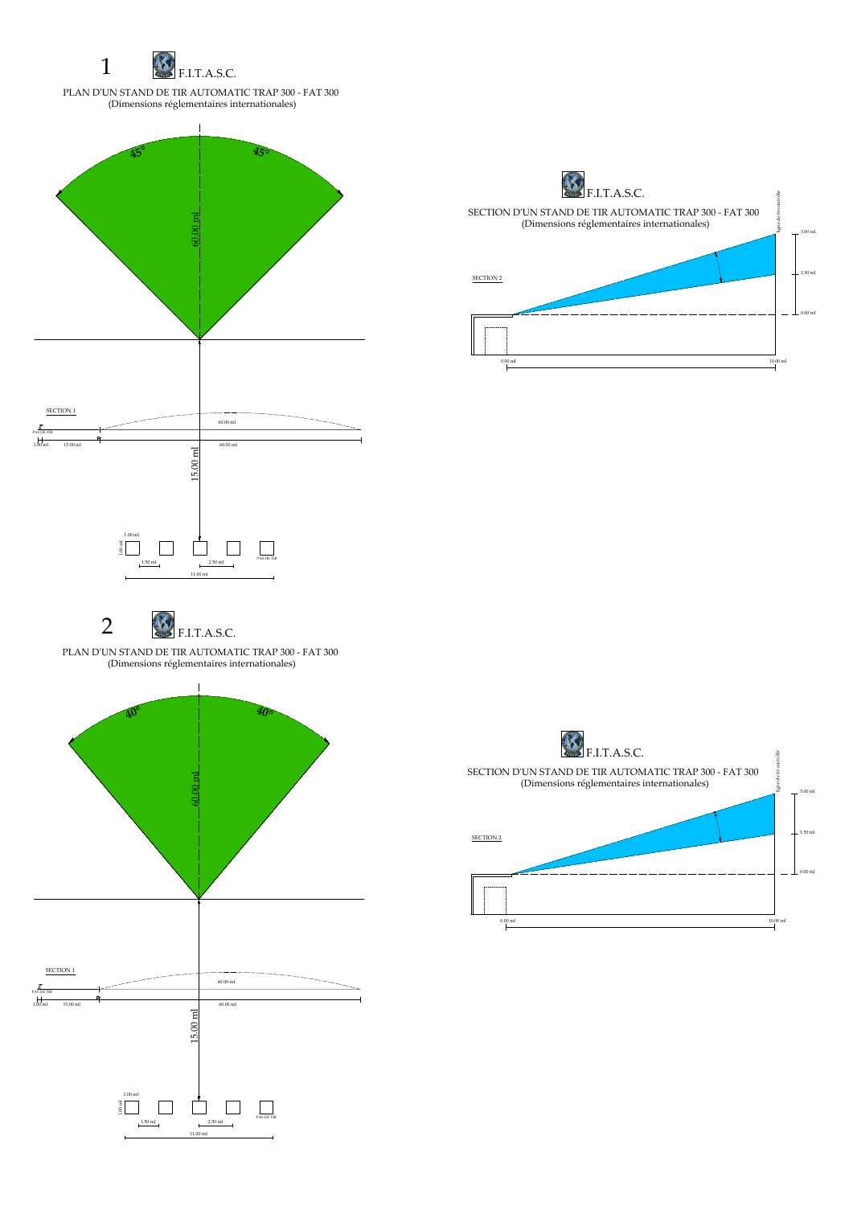1 F.I.T.A.S.C.

PLAN D'UN STAND DE TIR AUTOMATIC TRAP 300 - FAT 300
(Dimensions réglementaires internationales)

45°
45°
60.00 ml

SECTION 1
PAS DE TIR
1.00 ml
15.00 ml
60.00 ml
60.00 ml
15.00 ml

1.00 ml
1.00 ml
1.50 ml
2.50 ml
PAS DE TIR
11.00 ml

F.I.T.A.S.C.

SECTION D'UN STAND DE TIR AUTOMATIC TRAP 300 - FAT 300
(Dimensions réglementaires internationales)

ligne de tir contrôlée
SECTION 2
3.00 ml
1.50 ml
0.00 ml
0.00 ml
10.00 ml

2 F.I.T.A.S.C.

PLAN D'UN STAND DE TIR AUTOMATIC TRAP 300 - FAT 300
(Dimensions réglementaires internationales)

40°
40°
60.00 ml

SECTION 1
PAS DE TIR
1.00 ml
15.00 ml
60.00 ml
60.00 ml
15.00 ml

1.00 ml
1.00 ml
1.50 ml
2.50 ml
PAS DE TIR
11.00 ml

F.I.T.A.S.C.

SECTION D'UN STAND DE TIR AUTOMATIC TRAP 300 - FAT 300
(Dimensions réglementaires internationales)

ligne de tir contrôlée
SECTION 2
3.00 ml
1.50 ml
0.00 ml
0.00 ml
10.00 ml